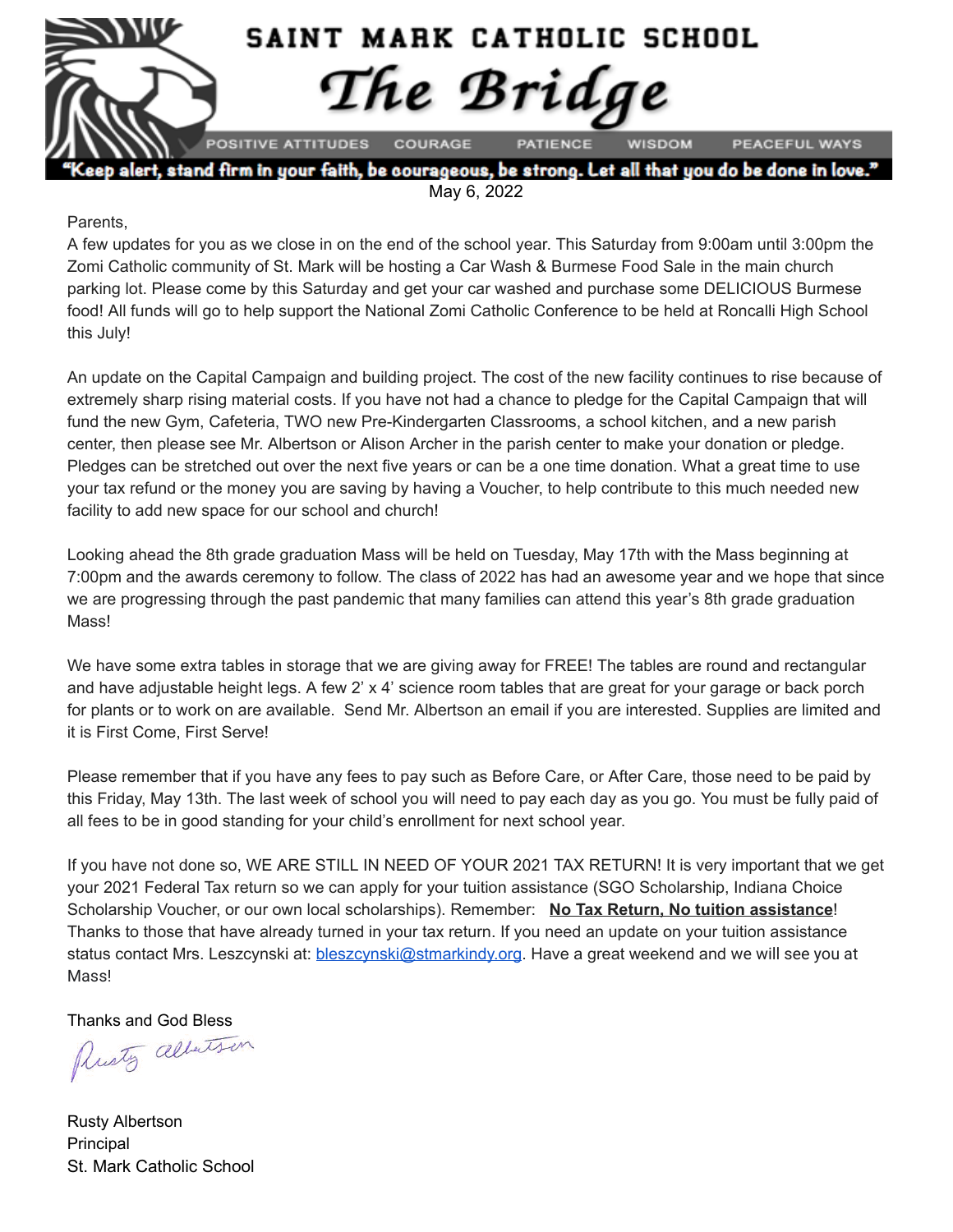# SAINT MARK CATHOLIC SCHOOL

# The Bridge

POSITIVE ATTITUDES COURAGE PATIENCE WISDOM PEACEFUL WAYS

**"Keep alert, stand firm in your faith, be courageous, be strong. Let all that you do be done in love."**

May 6, 2022

Parents,

A few updates for you as we close in on the end of the school year. This Saturday from 9:00am until 3:00pm the Zomi Catholic community of St. Mark will be hosting a Car Wash & Burmese Food Sale in the main church parking lot. Please come by this Saturday and get your car washed and purchase some DELICIOUS Burmese food! All funds will go to help support the National Zomi Catholic Conference to be held at Roncalli High School this July!

An update on the Capital Campaign and building project. The cost of the new facility continues to rise because of extremely sharp rising material costs. If you have not had a chance to pledge for the Capital Campaign that will fund the new Gym, Cafeteria, TWO new Pre-Kindergarten Classrooms, a school kitchen, and a new parish center, then please see Mr. Albertson or Alison Archer in the parish center to make your donation or pledge. Pledges can be stretched out over the next five years or can be a one time donation. What a great time to use your tax refund or the money you are saving by having a Voucher, to help contribute to this much needed new facility to add new space for our school and church!

Looking ahead the 8th grade graduation Mass will be held on Tuesday, May 17th with the Mass beginning at 7:00pm and the awards ceremony to follow. The class of 2022 has had an awesome year and we hope that since we are progressing through the past pandemic that many families can attend this year's 8th grade graduation Mass!

We have some extra tables in storage that we are giving away for FREE! The tables are round and rectangular and have adjustable height legs. A few 2' x 4' science room tables that are great for your garage or back porch for plants or to work on are available. Send Mr. Albertson an email if you are interested. Supplies are limited and it is First Come, First Serve!

Please remember that if you have any fees to pay such as Before Care, or After Care, those need to be paid by this Friday, May 13th. The last week of school you will need to pay each day as you go. You must be fully paid of all fees to be in good standing for your child's enrollment for next school year.

If you have not done so, WE ARE STILL IN NEED OF YOUR 2021 TAX RETURN! It is very important that we get your 2021 Federal Tax return so we can apply for your tuition assistance (SGO Scholarship, Indiana Choice Scholarship Voucher, or our own local scholarships). Remember: **No Tax Return, No tuition assistance**! Thanks to those that have already turned in your tax return. If you need an update on your tuition assistance status contact Mrs. Leszcynski at: bleszcynski@stmarkindy.org. Have a great weekend and we will see you at Mass!

Thanks and God Bless

Rusty Albertson

Rusty Albertson
Principal
St. Mark Catholic School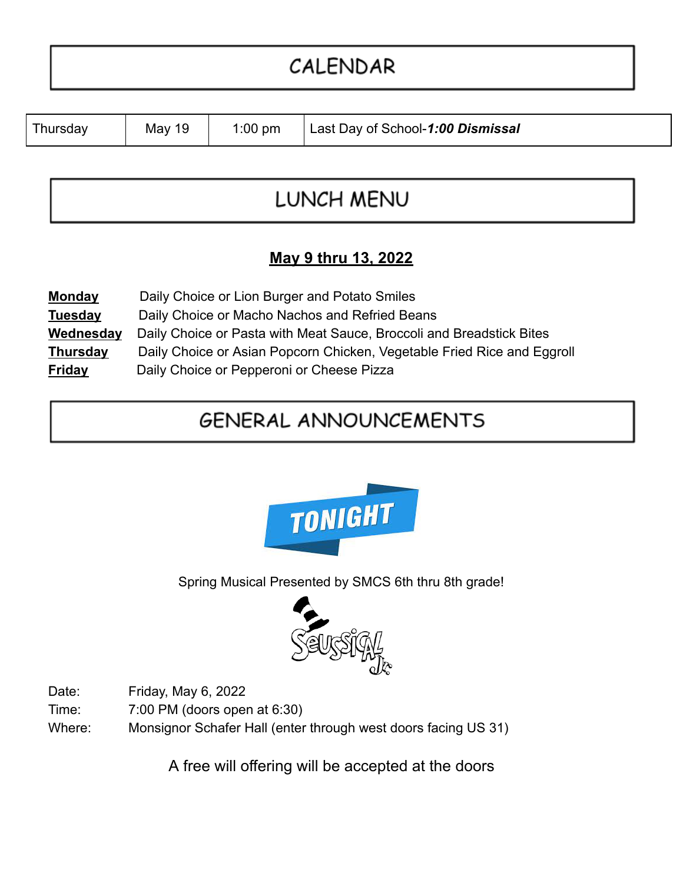# CALENDAR

| Thursday | May 19 | 1:00 pm | Last Day of School-***1:00 Dismissal*** |
|---|---|---|---|

# LUNCH MENU

**May 9 thru 13, 2022**

**Monday** Daily Choice or Lion Burger and Potato Smiles

**Tuesday** Daily Choice or Macho Nachos and Refried Beans

**Wednesday** Daily Choice or Pasta with Meat Sauce, Broccoli and Breadstick Bites

**Thursday** Daily Choice or Asian Popcorn Chicken, Vegetable Fried Rice and Eggroll

**Friday** Daily Choice or Pepperoni or Cheese Pizza

# GENERAL ANNOUNCEMENTS

**TONIGHT**

Spring Musical Presented by SMCS 6th thru 8th grade!

Seussical Jr.

Date: Friday, May 6, 2022

Time: 7:00 PM (doors open at 6:30)

Where: Monsignor Schafer Hall (enter through west doors facing US 31)

A free will offering will be accepted at the doors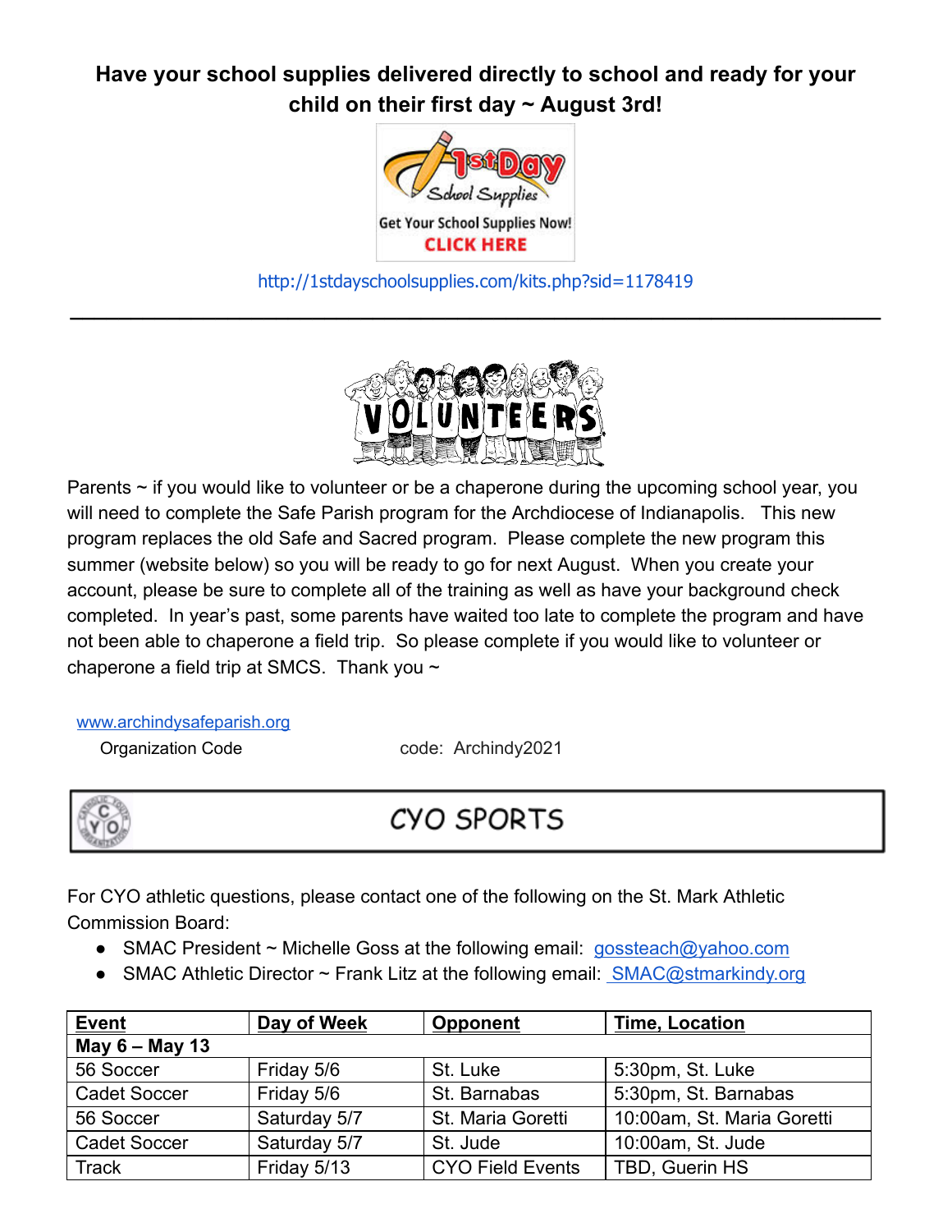**Have your school supplies delivered directly to school and ready for your child on their first day ~ August 3rd!**

1st Day School Supplies
Get Your School Supplies Now!
CLICK HERE

http://1stdayschoolsupplies.com/kits.php?sid=1178419

---

VOLUNTEERS

Parents ~ if you would like to volunteer or be a chaperone during the upcoming school year, you will need to complete the Safe Parish program for the Archdiocese of Indianapolis. This new program replaces the old Safe and Sacred program. Please complete the new program this summer (website below) so you will be ready to go for next August. When you create your account, please be sure to complete all of the training as well as have your background check completed. In year's past, some parents have waited too late to complete the program and have not been able to chaperone a field trip. So please complete if you would like to volunteer or chaperone a field trip at SMCS. Thank you ~

www.archindysafeparish.org

Organization Code code: Archindy2021

## CYO SPORTS

For CYO athletic questions, please contact one of the following on the St. Mark Athletic Commission Board:

- SMAC President ~ Michelle Goss at the following email: gossteach@yahoo.com
- SMAC Athletic Director ~ Frank Litz at the following email: SMAC@stmarkindy.org

| Event | Day of Week | Opponent | Time, Location |
|---|---|---|---|
| **May 6 – May 13** | | | |
| 56 Soccer | Friday 5/6 | St. Luke | 5:30pm, St. Luke |
| Cadet Soccer | Friday 5/6 | St. Barnabas | 5:30pm, St. Barnabas |
| 56 Soccer | Saturday 5/7 | St. Maria Goretti | 10:00am, St. Maria Goretti |
| Cadet Soccer | Saturday 5/7 | St. Jude | 10:00am, St. Jude |
| Track | Friday 5/13 | CYO Field Events | TBD, Guerin HS |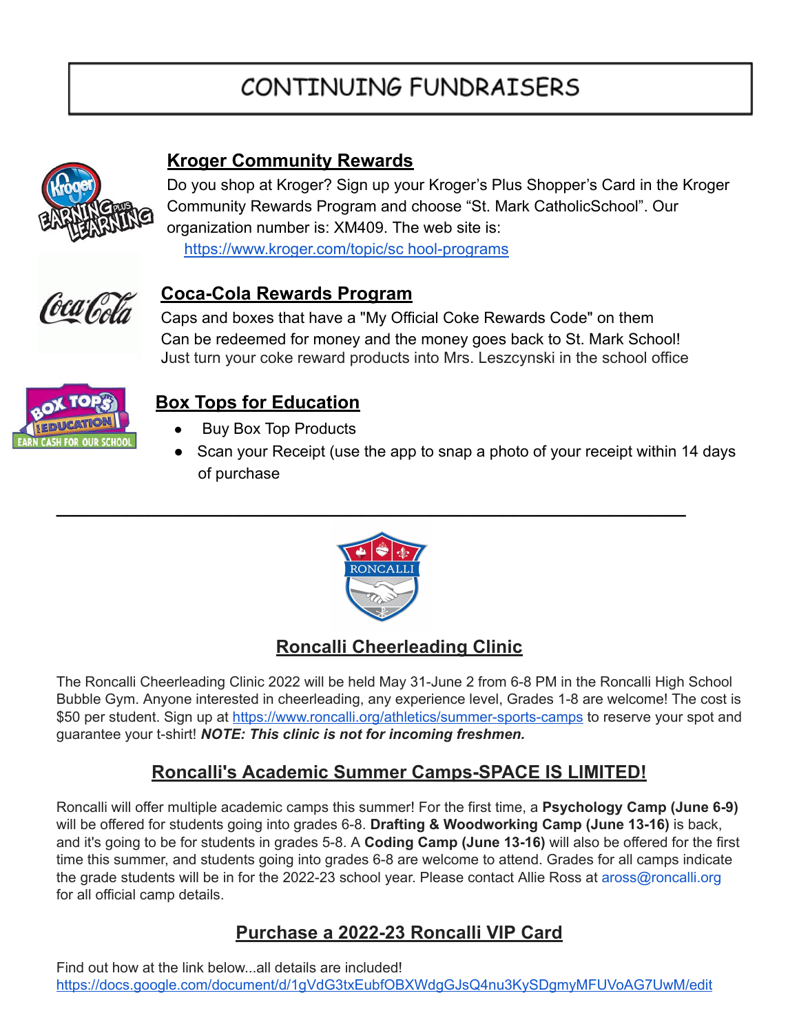# CONTINUING FUNDRAISERS

## Kroger Community Rewards

Do you shop at Kroger? Sign up your Kroger's Plus Shopper's Card in the Kroger Community Rewards Program and choose "St. Mark CatholicSchool". Our organization number is: XM409. The web site is:
https://www.kroger.com/topic/sc hool-programs

## Coca-Cola Rewards Program

Caps and boxes that have a "My Official Coke Rewards Code" on them
Can be redeemed for money and the money goes back to St. Mark School!
Just turn your coke reward products into Mrs. Leszcynski in the school office

## Box Tops for Education

- Buy Box Top Products
- Scan your Receipt (use the app to snap a photo of your receipt within 14 days of purchase

---

## Roncalli Cheerleading Clinic

The Roncalli Cheerleading Clinic 2022 will be held May 31-June 2 from 6-8 PM in the Roncalli High School Bubble Gym. Anyone interested in cheerleading, any experience level, Grades 1-8 are welcome! The cost is $50 per student. Sign up at https://www.roncalli.org/athletics/summer-sports-camps to reserve your spot and guarantee your t-shirt! ***NOTE: This clinic is not for incoming freshmen.***

## Roncalli's Academic Summer Camps-SPACE IS LIMITED!

Roncalli will offer multiple academic camps this summer! For the first time, a **Psychology Camp (June 6-9)** will be offered for students going into grades 6-8. **Drafting & Woodworking Camp (June 13-16)** is back, and it's going to be for students in grades 5-8. A **Coding Camp (June 13-16)** will also be offered for the first time this summer, and students going into grades 6-8 are welcome to attend. Grades for all camps indicate the grade students will be in for the 2022-23 school year. Please contact Allie Ross at aross@roncalli.org for all official camp details.

## Purchase a 2022-23 Roncalli VIP Card

Find out how at the link below...all details are included!
https://docs.google.com/document/d/1gVdG3txEubfOBXWdgGJsQ4nu3KySDgmyMFUVoAG7UwM/edit